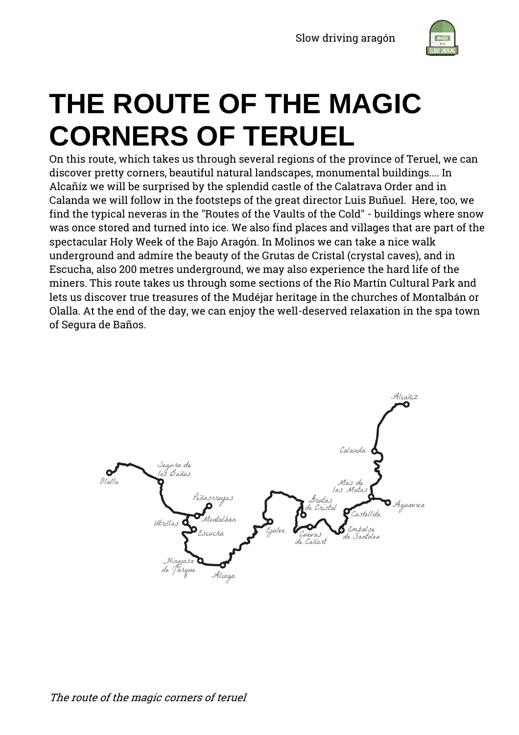# THE ROUTE OF THE MAGIC CORNERS OF TERUEL

On this route, which takes us through several regions of the province of Teruel, we can discover pretty corners, beautiful natural landscapes, monumental buildings.... In Alcañíz we will be surprised by the splendid castle of the Calatrava Order and in Calanda we will follow in the footsteps of the great director Luis Buñuel. Here, too, we find the typical neveras in the "Routes of the Vaults of the Cold" - buildings where snow was once stored and turned into ice. We also find places and villages that are part of the spectacular Holy Week of the Bajo Aragón. In Molinos we can take a nice walk underground and admire the beauty of the Grutas de Cristal (crystal caves), and in Escucha, also 200 metres underground, we may also experience the hard life of the miners. This route takes us through some sections of the Río Martín Cultural Park and lets us discover true treasures of the Mudéjar heritage in the churches of Montalbán or Olalla. At the end of the day, we can enjoy the well-deserved relaxation in the spa town of Segura de Baños.

Alcañiz

Calanda

Mas de las Matas

Aguaviva

Castellote

Embalse de Santolea

Cuevas de Cañart

Grutas de Cristal

Ejulve

Aliaga

Hinojosa de Jarque

Escucha

Utrillas

Montalbán

Peñasrroyas

Segura de los Baños

Olalla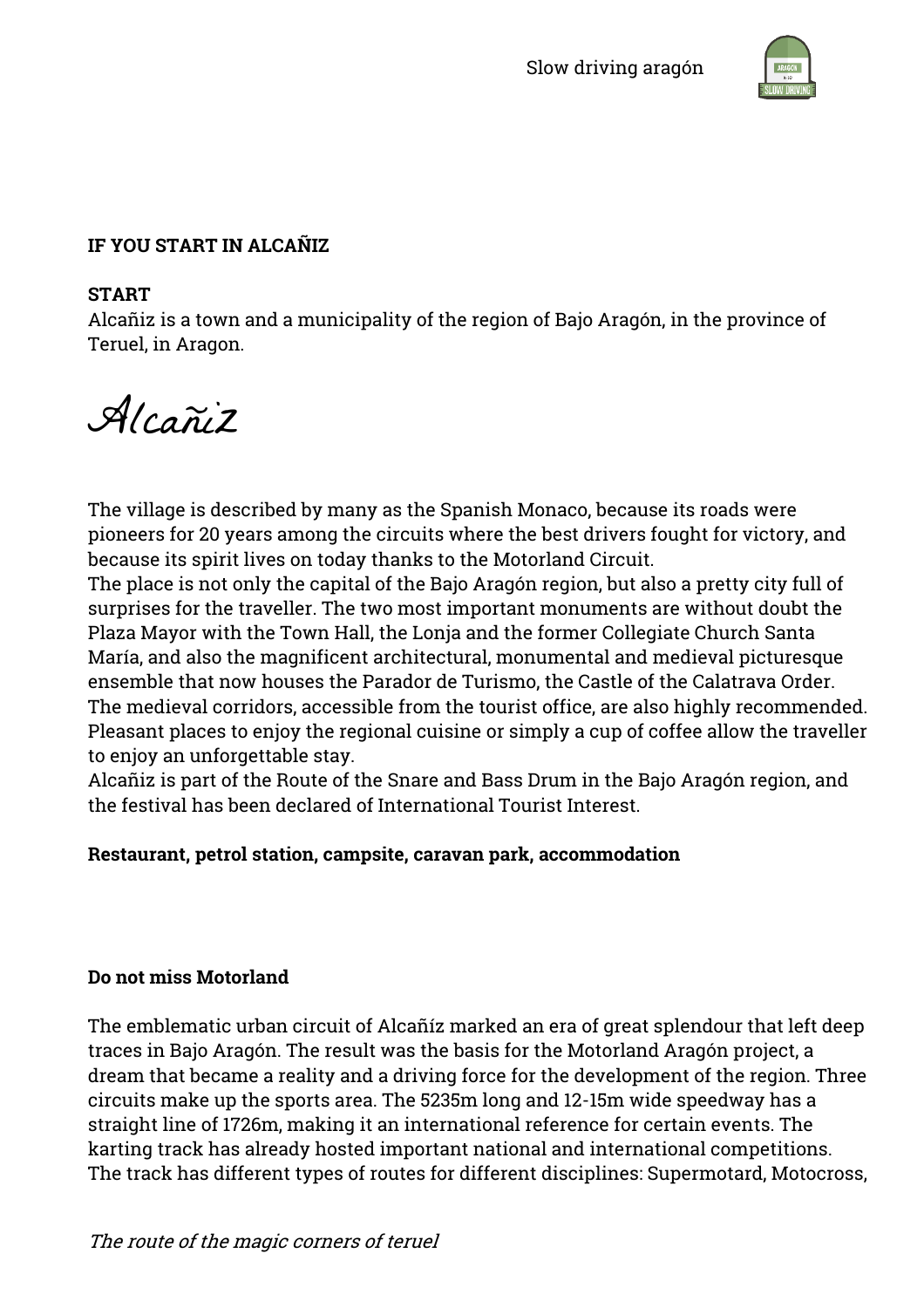**IF YOU START IN ALCAÑIZ**

**START**

Alcañiz is a town and a municipality of the region of Bajo Aragón, in the province of Teruel, in Aragon.

*Alcañiz*

The village is described by many as the Spanish Monaco, because its roads were pioneers for 20 years among the circuits where the best drivers fought for victory, and because its spirit lives on today thanks to the Motorland Circuit.
The place is not only the capital of the Bajo Aragón region, but also a pretty city full of surprises for the traveller. The two most important monuments are without doubt the Plaza Mayor with the Town Hall, the Lonja and the former Collegiate Church Santa María, and also the magnificent architectural, monumental and medieval picturesque ensemble that now houses the Parador de Turismo, the Castle of the Calatrava Order.
The medieval corridors, accessible from the tourist office, are also highly recommended.
Pleasant places to enjoy the regional cuisine or simply a cup of coffee allow the traveller to enjoy an unforgettable stay.
Alcañiz is part of the Route of the Snare and Bass Drum in the Bajo Aragón region, and the festival has been declared of International Tourist Interest.

**Restaurant, petrol station, campsite, caravan park, accommodation**

**Do not miss Motorland**

The emblematic urban circuit of Alcañíz marked an era of great splendour that left deep traces in Bajo Aragón. The result was the basis for the Motorland Aragón project, a dream that became a reality and a driving force for the development of the region. Three circuits make up the sports area. The 5235m long and 12-15m wide speedway has a straight line of 1726m, making it an international reference for certain events. The karting track has already hosted important national and international competitions.
The track has different types of routes for different disciplines: Supermotard, Motocross,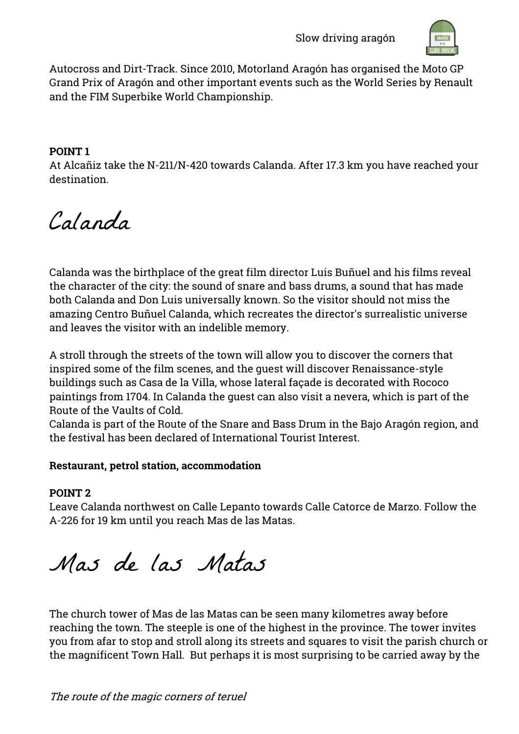Autocross and Dirt-Track. Since 2010, Motorland Aragón has organised the Moto GP Grand Prix of Aragón and other important events such as the World Series by Renault and the FIM Superbike World Championship.

**POINT 1**
At Alcañiz take the N-211/N-420 towards Calanda. After 17.3 km you have reached your destination.

# Calanda

Calanda was the birthplace of the great film director Luis Buñuel and his films reveal the character of the city: the sound of snare and bass drums, a sound that has made both Calanda and Don Luis universally known. So the visitor should not miss the amazing Centro Buñuel Calanda, which recreates the director's surrealistic universe and leaves the visitor with an indelible memory.

A stroll through the streets of the town will allow you to discover the corners that inspired some of the film scenes, and the guest will discover Renaissance-style buildings such as Casa de la Villa, whose lateral façade is decorated with Rococo paintings from 1704. In Calanda the guest can also visit a nevera, which is part of the Route of the Vaults of Cold.
Calanda is part of the Route of the Snare and Bass Drum in the Bajo Aragón region, and the festival has been declared of International Tourist Interest.

**Restaurant, petrol station, accommodation**

**POINT 2**
Leave Calanda northwest on Calle Lepanto towards Calle Catorce de Marzo. Follow the A-226 for 19 km until you reach Mas de las Matas.

# Mas de las Matas

The church tower of Mas de las Matas can be seen many kilometres away before reaching the town. The steeple is one of the highest in the province. The tower invites you from afar to stop and stroll along its streets and squares to visit the parish church or the magnificent Town Hall. But perhaps it is most surprising to be carried away by the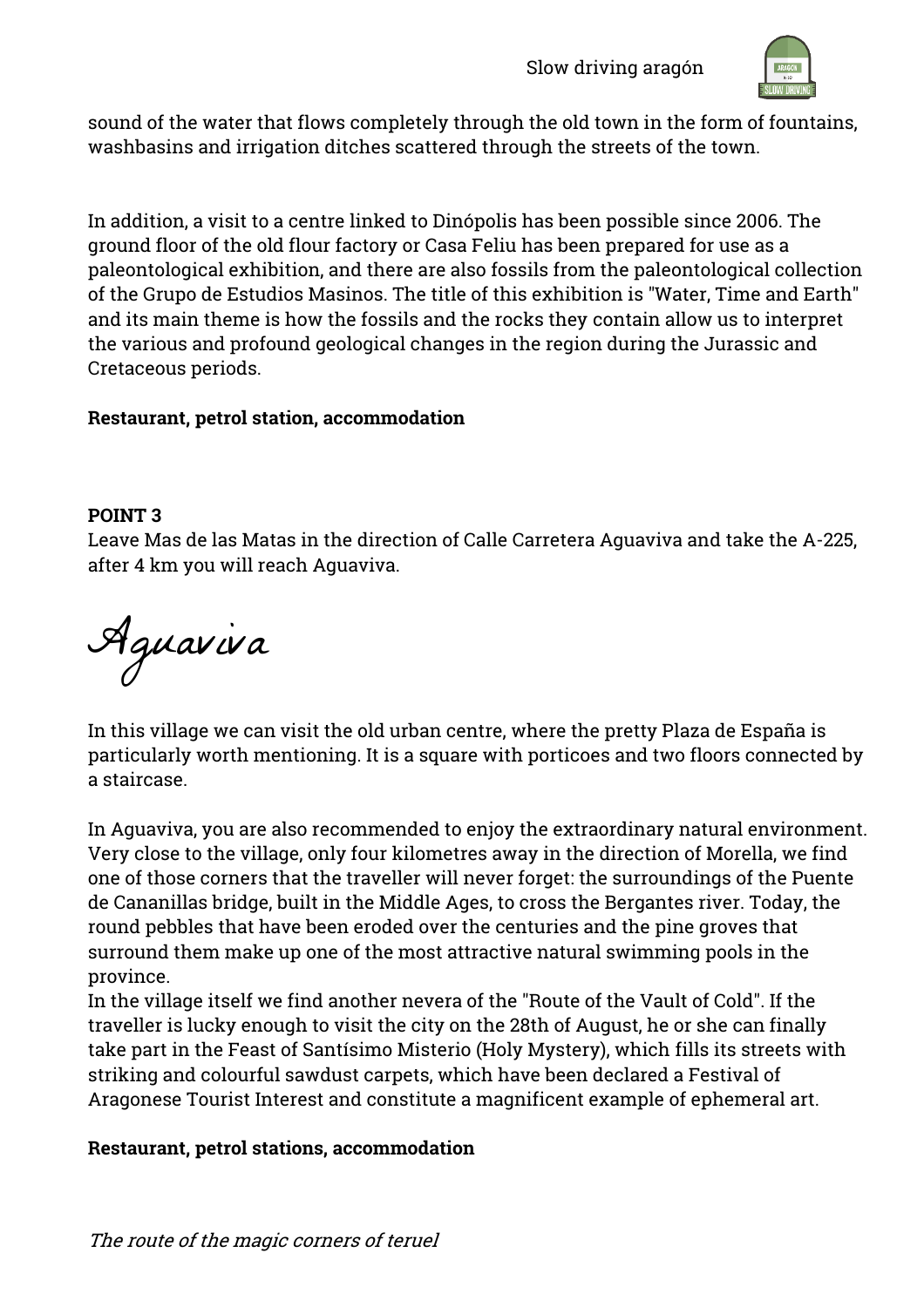sound of the water that flows completely through the old town in the form of fountains, washbasins and irrigation ditches scattered through the streets of the town.

In addition, a visit to a centre linked to Dinópolis has been possible since 2006. The ground floor of the old flour factory or Casa Feliu has been prepared for use as a paleontological exhibition, and there are also fossils from the paleontological collection of the Grupo de Estudios Masinos. The title of this exhibition is "Water, Time and Earth" and its main theme is how the fossils and the rocks they contain allow us to interpret the various and profound geological changes in the region during the Jurassic and Cretaceous periods.

**Restaurant, petrol station, accommodation**

**POINT 3**

Leave Mas de las Matas in the direction of Calle Carretera Aguaviva and take the A-225, after 4 km you will reach Aguaviva.

## Aguaviva

In this village we can visit the old urban centre, where the pretty Plaza de España is particularly worth mentioning. It is a square with porticoes and two floors connected by a staircase.

In Aguaviva, you are also recommended to enjoy the extraordinary natural environment. Very close to the village, only four kilometres away in the direction of Morella, we find one of those corners that the traveller will never forget: the surroundings of the Puente de Cananillas bridge, built in the Middle Ages, to cross the Bergantes river. Today, the round pebbles that have been eroded over the centuries and the pine groves that surround them make up one of the most attractive natural swimming pools in the province.

In the village itself we find another nevera of the "Route of the Vault of Cold". If the traveller is lucky enough to visit the city on the 28th of August, he or she can finally take part in the Feast of Santísimo Misterio (Holy Mystery), which fills its streets with striking and colourful sawdust carpets, which have been declared a Festival of Aragonese Tourist Interest and constitute a magnificent example of ephemeral art.

**Restaurant, petrol stations, accommodation**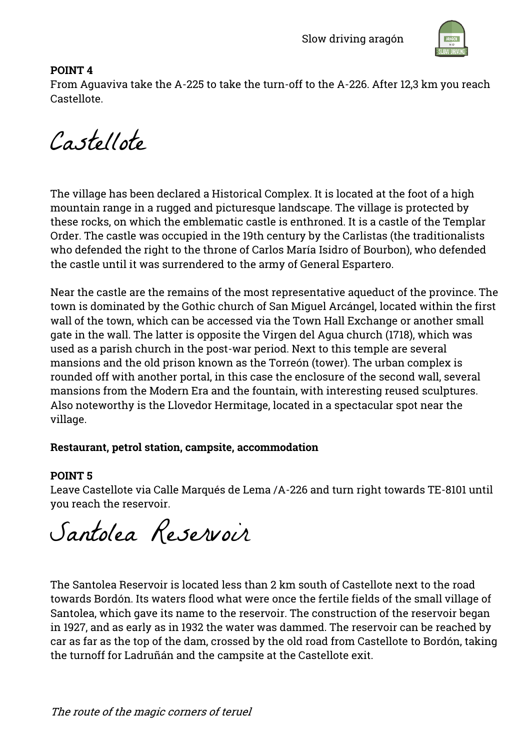**POINT 4**
From Aguaviva take the A-225 to take the turn-off to the A-226. After 12,3 km you reach Castellote.

# Castellote

The village has been declared a Historical Complex. It is located at the foot of a high mountain range in a rugged and picturesque landscape. The village is protected by these rocks, on which the emblematic castle is enthroned. It is a castle of the Templar Order. The castle was occupied in the 19th century by the Carlistas (the traditionalists who defended the right to the throne of Carlos María Isidro of Bourbon), who defended the castle until it was surrendered to the army of General Espartero.

Near the castle are the remains of the most representative aqueduct of the province. The town is dominated by the Gothic church of San Miguel Arcángel, located within the first wall of the town, which can be accessed via the Town Hall Exchange or another small gate in the wall. The latter is opposite the Virgen del Agua church (1718), which was used as a parish church in the post-war period. Next to this temple are several mansions and the old prison known as the Torreón (tower). The urban complex is rounded off with another portal, in this case the enclosure of the second wall, several mansions from the Modern Era and the fountain, with interesting reused sculptures. Also noteworthy is the Llovedor Hermitage, located in a spectacular spot near the village.

**Restaurant, petrol station, campsite, accommodation**

**POINT 5**
Leave Castellote via Calle Marqués de Lema /A-226 and turn right towards TE-8101 until you reach the reservoir.

# Santolea Reservoir

The Santolea Reservoir is located less than 2 km south of Castellote next to the road towards Bordón. Its waters flood what were once the fertile fields of the small village of Santolea, which gave its name to the reservoir. The construction of the reservoir began in 1927, and as early as in 1932 the water was dammed. The reservoir can be reached by car as far as the top of the dam, crossed by the old road from Castellote to Bordón, taking the turnoff for Ladruñán and the campsite at the Castellote exit.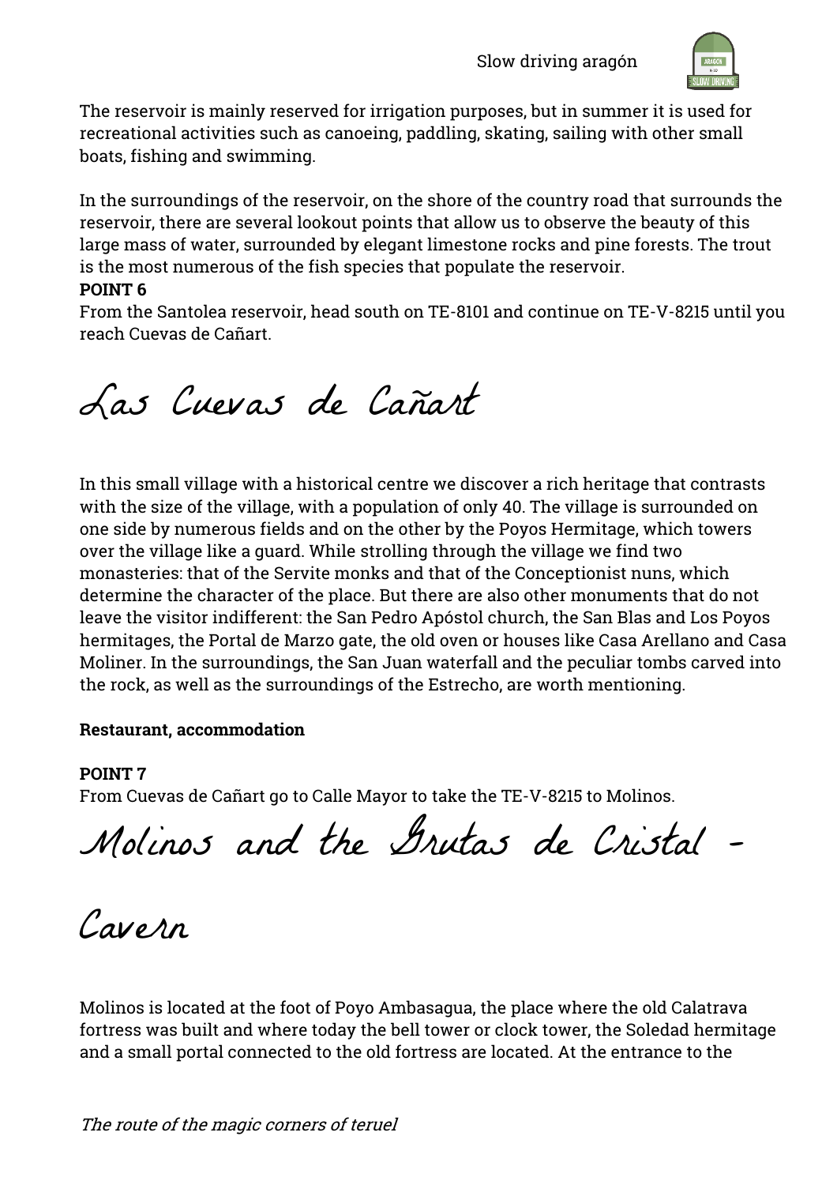The reservoir is mainly reserved for irrigation purposes, but in summer it is used for recreational activities such as canoeing, paddling, skating, sailing with other small boats, fishing and swimming.

In the surroundings of the reservoir, on the shore of the country road that surrounds the reservoir, there are several lookout points that allow us to observe the beauty of this large mass of water, surrounded by elegant limestone rocks and pine forests. The trout is the most numerous of the fish species that populate the reservoir.

**POINT 6**

From the Santolea reservoir, head south on TE-8101 and continue on TE-V-8215 until you reach Cuevas de Cañart.

# Las Cuevas de Cañart

In this small village with a historical centre we discover a rich heritage that contrasts with the size of the village, with a population of only 40. The village is surrounded on one side by numerous fields and on the other by the Poyos Hermitage, which towers over the village like a guard. While strolling through the village we find two monasteries: that of the Servite monks and that of the Conceptionist nuns, which determine the character of the place. But there are also other monuments that do not leave the visitor indifferent: the San Pedro Apóstol church, the San Blas and Los Poyos hermitages, the Portal de Marzo gate, the old oven or houses like Casa Arellano and Casa Moliner. In the surroundings, the San Juan waterfall and the peculiar tombs carved into the rock, as well as the surroundings of the Estrecho, are worth mentioning.

**Restaurant, accommodation**

**POINT 7**

From Cuevas de Cañart go to Calle Mayor to take the TE-V-8215 to Molinos.

# Molinos and the Grutas de Cristal - Cavern

Molinos is located at the foot of Poyo Ambasagua, the place where the old Calatrava fortress was built and where today the bell tower or clock tower, the Soledad hermitage and a small portal connected to the old fortress are located. At the entrance to the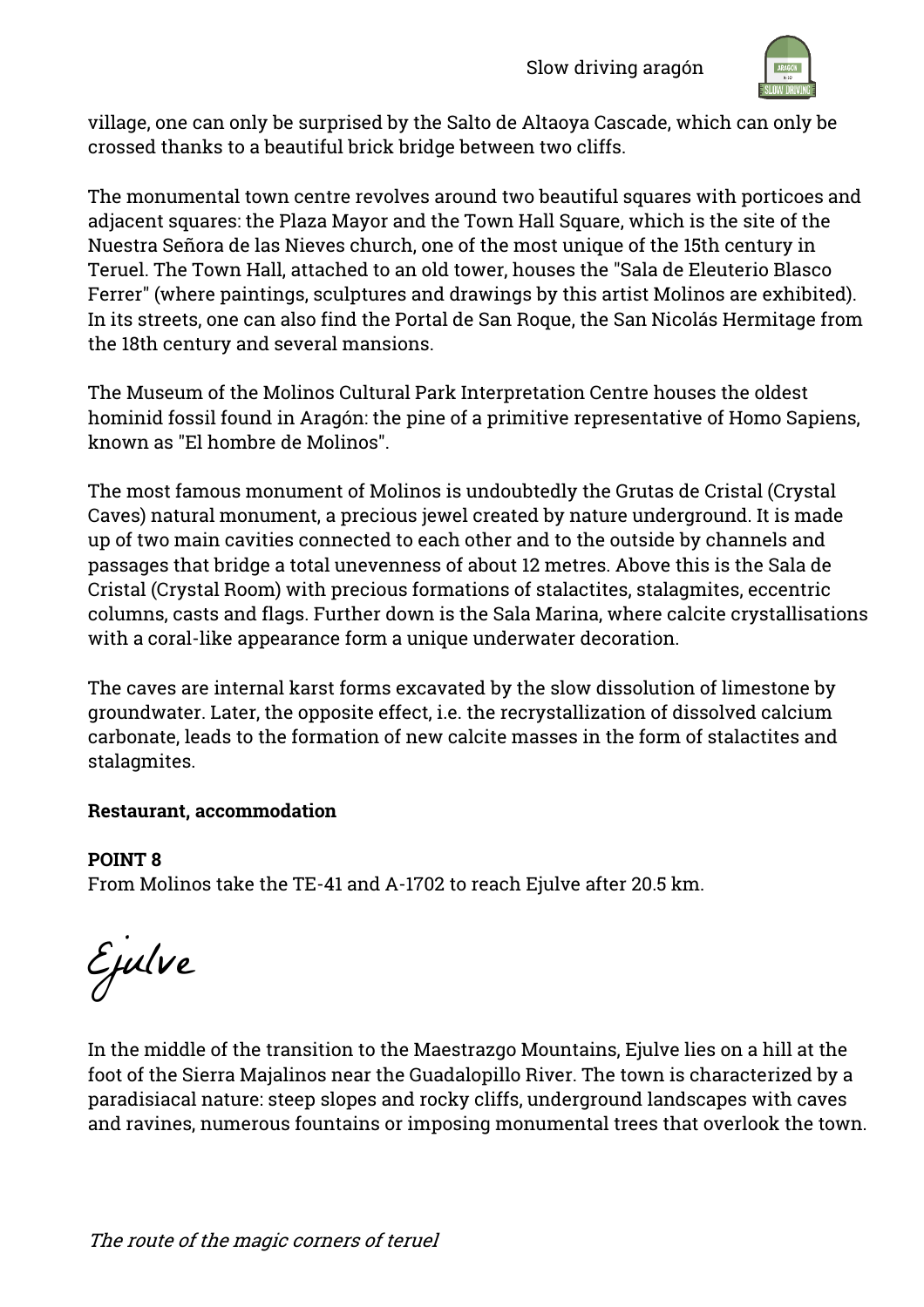village, one can only be surprised by the Salto de Altaoya Cascade, which can only be crossed thanks to a beautiful brick bridge between two cliffs.

The monumental town centre revolves around two beautiful squares with porticoes and adjacent squares: the Plaza Mayor and the Town Hall Square, which is the site of the Nuestra Señora de las Nieves church, one of the most unique of the 15th century in Teruel. The Town Hall, attached to an old tower, houses the "Sala de Eleuterio Blasco Ferrer" (where paintings, sculptures and drawings by this artist Molinos are exhibited). In its streets, one can also find the Portal de San Roque, the San Nicolás Hermitage from the 18th century and several mansions.

The Museum of the Molinos Cultural Park Interpretation Centre houses the oldest hominid fossil found in Aragón: the pine of a primitive representative of Homo Sapiens, known as "El hombre de Molinos".

The most famous monument of Molinos is undoubtedly the Grutas de Cristal (Crystal Caves) natural monument, a precious jewel created by nature underground. It is made up of two main cavities connected to each other and to the outside by channels and passages that bridge a total unevenness of about 12 metres. Above this is the Sala de Cristal (Crystal Room) with precious formations of stalactites, stalagmites, eccentric columns, casts and flags. Further down is the Sala Marina, where calcite crystallisations with a coral-like appearance form a unique underwater decoration.

The caves are internal karst forms excavated by the slow dissolution of limestone by groundwater. Later, the opposite effect, i.e. the recrystallization of dissolved calcium carbonate, leads to the formation of new calcite masses in the form of stalactites and stalagmites.

**Restaurant, accommodation**

**POINT 8**
From Molinos take the TE-41 and A-1702 to reach Ejulve after 20.5 km.

## Ejulve

In the middle of the transition to the Maestrazgo Mountains, Ejulve lies on a hill at the foot of the Sierra Majalinos near the Guadalopillo River. The town is characterized by a paradisiacal nature: steep slopes and rocky cliffs, underground landscapes with caves and ravines, numerous fountains or imposing monumental trees that overlook the town.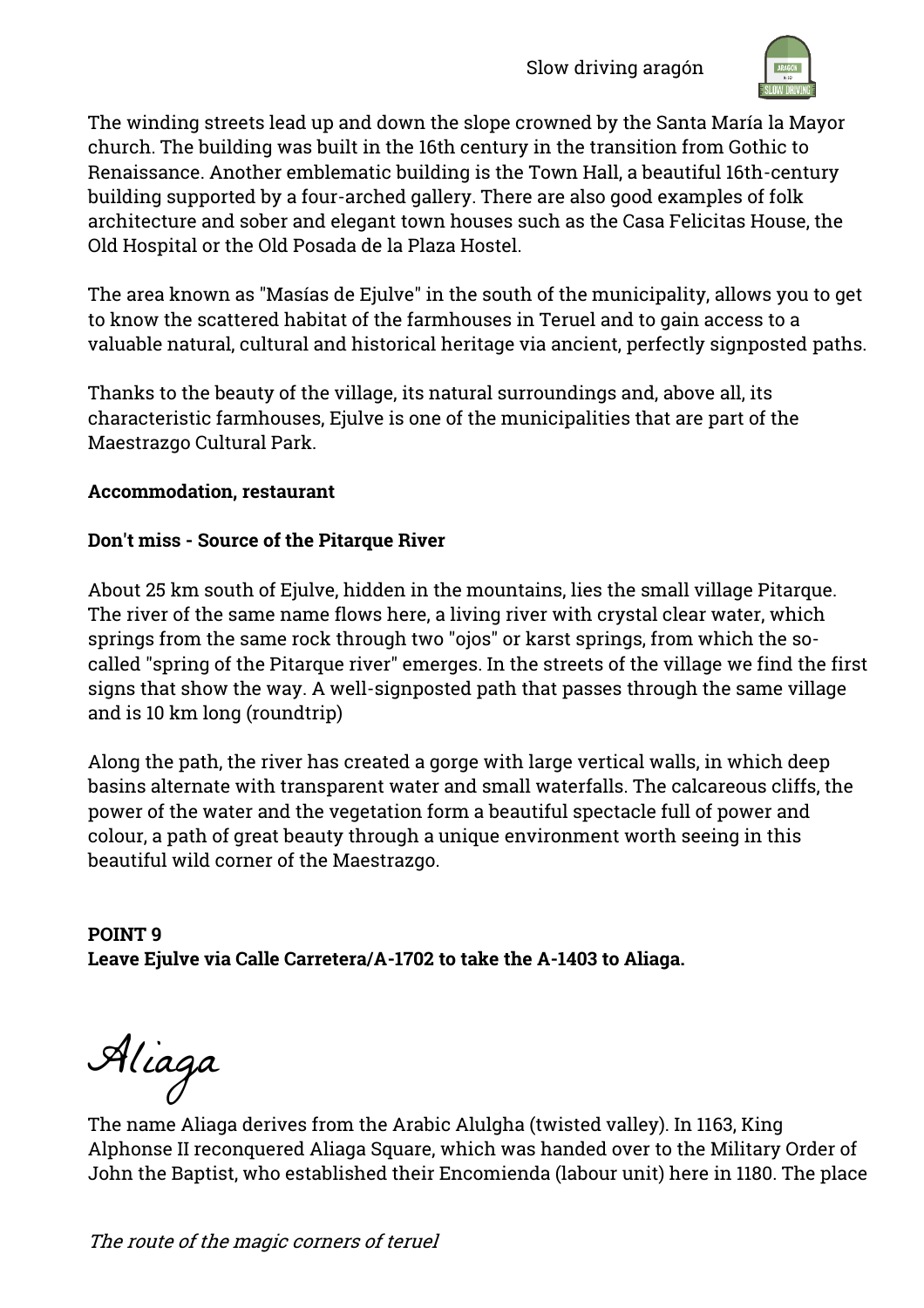The winding streets lead up and down the slope crowned by the Santa María la Mayor church. The building was built in the 16th century in the transition from Gothic to Renaissance. Another emblematic building is the Town Hall, a beautiful 16th-century building supported by a four-arched gallery. There are also good examples of folk architecture and sober and elegant town houses such as the Casa Felicitas House, the Old Hospital or the Old Posada de la Plaza Hostel.

The area known as "Masías de Ejulve" in the south of the municipality, allows you to get to know the scattered habitat of the farmhouses in Teruel and to gain access to a valuable natural, cultural and historical heritage via ancient, perfectly signposted paths.

Thanks to the beauty of the village, its natural surroundings and, above all, its characteristic farmhouses, Ejulve is one of the municipalities that are part of the Maestrazgo Cultural Park.

**Accommodation, restaurant**

**Don't miss - Source of the Pitarque River**

About 25 km south of Ejulve, hidden in the mountains, lies the small village Pitarque. The river of the same name flows here, a living river with crystal clear water, which springs from the same rock through two "ojos" or karst springs, from which the so-called "spring of the Pitarque river" emerges. In the streets of the village we find the first signs that show the way. A well-signposted path that passes through the same village and is 10 km long (roundtrip)

Along the path, the river has created a gorge with large vertical walls, in which deep basins alternate with transparent water and small waterfalls. The calcareous cliffs, the power of the water and the vegetation form a beautiful spectacle full of power and colour, a path of great beauty through a unique environment worth seeing in this beautiful wild corner of the Maestrazgo.

**POINT 9**
**Leave Ejulve via Calle Carretera/A-1702 to take the A-1403 to Aliaga.**

# Aliaga

The name Aliaga derives from the Arabic Alulgha (twisted valley). In 1163, King Alphonse II reconquered Aliaga Square, which was handed over to the Military Order of John the Baptist, who established their Encomienda (labour unit) here in 1180. The place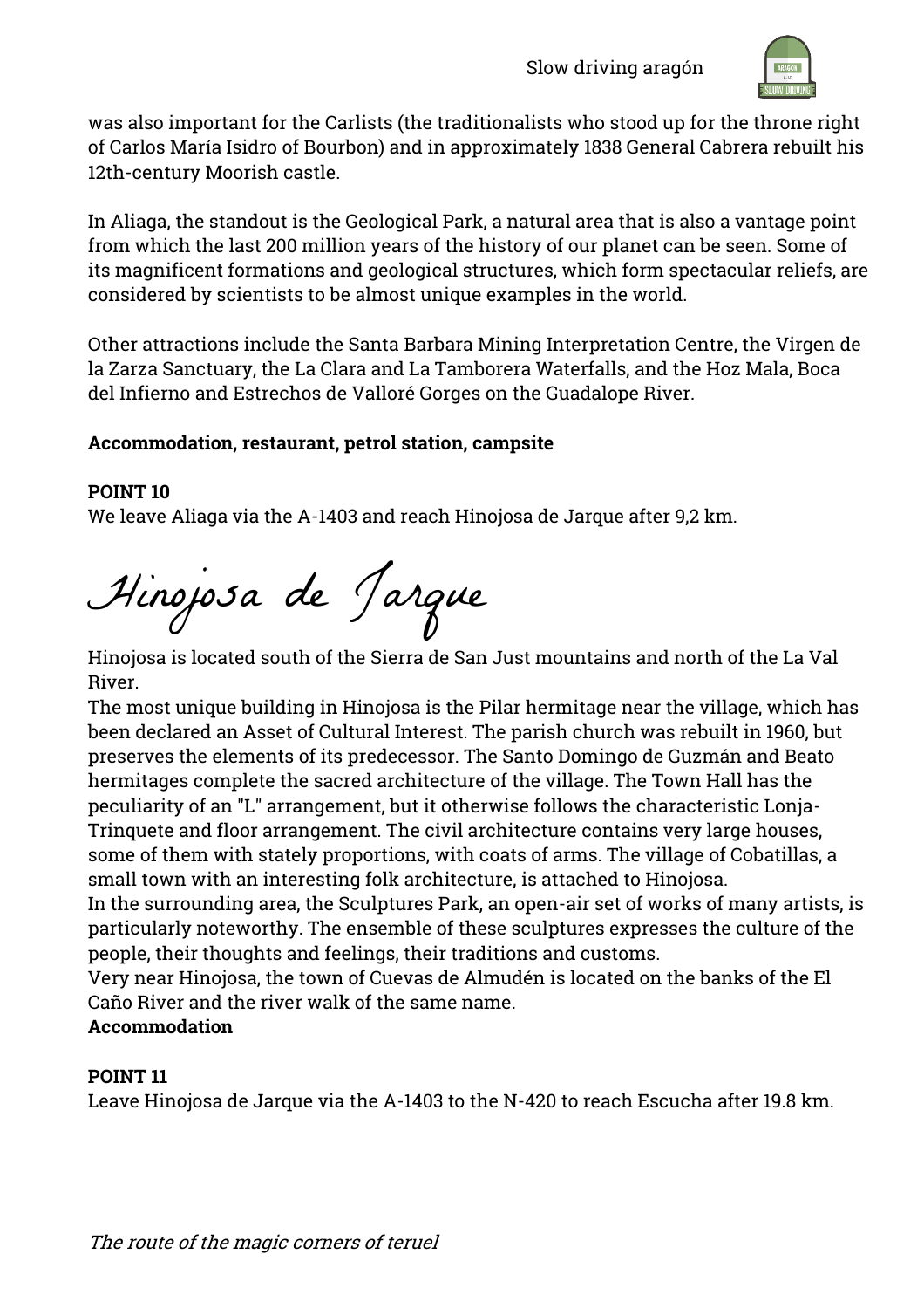was also important for the Carlists (the traditionalists who stood up for the throne right of Carlos María Isidro of Bourbon) and in approximately 1838 General Cabrera rebuilt his 12th-century Moorish castle.

In Aliaga, the standout is the Geological Park, a natural area that is also a vantage point from which the last 200 million years of the history of our planet can be seen. Some of its magnificent formations and geological structures, which form spectacular reliefs, are considered by scientists to be almost unique examples in the world.

Other attractions include the Santa Barbara Mining Interpretation Centre, the Virgen de la Zarza Sanctuary, the La Clara and La Tamborera Waterfalls, and the Hoz Mala, Boca del Infierno and Estrechos de Valloré Gorges on the Guadalope River.

**Accommodation, restaurant, petrol station, campsite**

**POINT 10**
We leave Aliaga via the A-1403 and reach Hinojosa de Jarque after 9,2 km.

# Hinojosa de Jarque

Hinojosa is located south of the Sierra de San Just mountains and north of the La Val River.
The most unique building in Hinojosa is the Pilar hermitage near the village, which has been declared an Asset of Cultural Interest. The parish church was rebuilt in 1960, but preserves the elements of its predecessor. The Santo Domingo de Guzmán and Beato hermitages complete the sacred architecture of the village. The Town Hall has the peculiarity of an "L" arrangement, but it otherwise follows the characteristic Lonja-Trinquete and floor arrangement. The civil architecture contains very large houses, some of them with stately proportions, with coats of arms. The village of Cobatillas, a small town with an interesting folk architecture, is attached to Hinojosa.
In the surrounding area, the Sculptures Park, an open-air set of works of many artists, is particularly noteworthy. The ensemble of these sculptures expresses the culture of the people, their thoughts and feelings, their traditions and customs.
Very near Hinojosa, the town of Cuevas de Almudén is located on the banks of the El Caño River and the river walk of the same name.
**Accommodation**

**POINT 11**
Leave Hinojosa de Jarque via the A-1403 to the N-420 to reach Escucha after 19.8 km.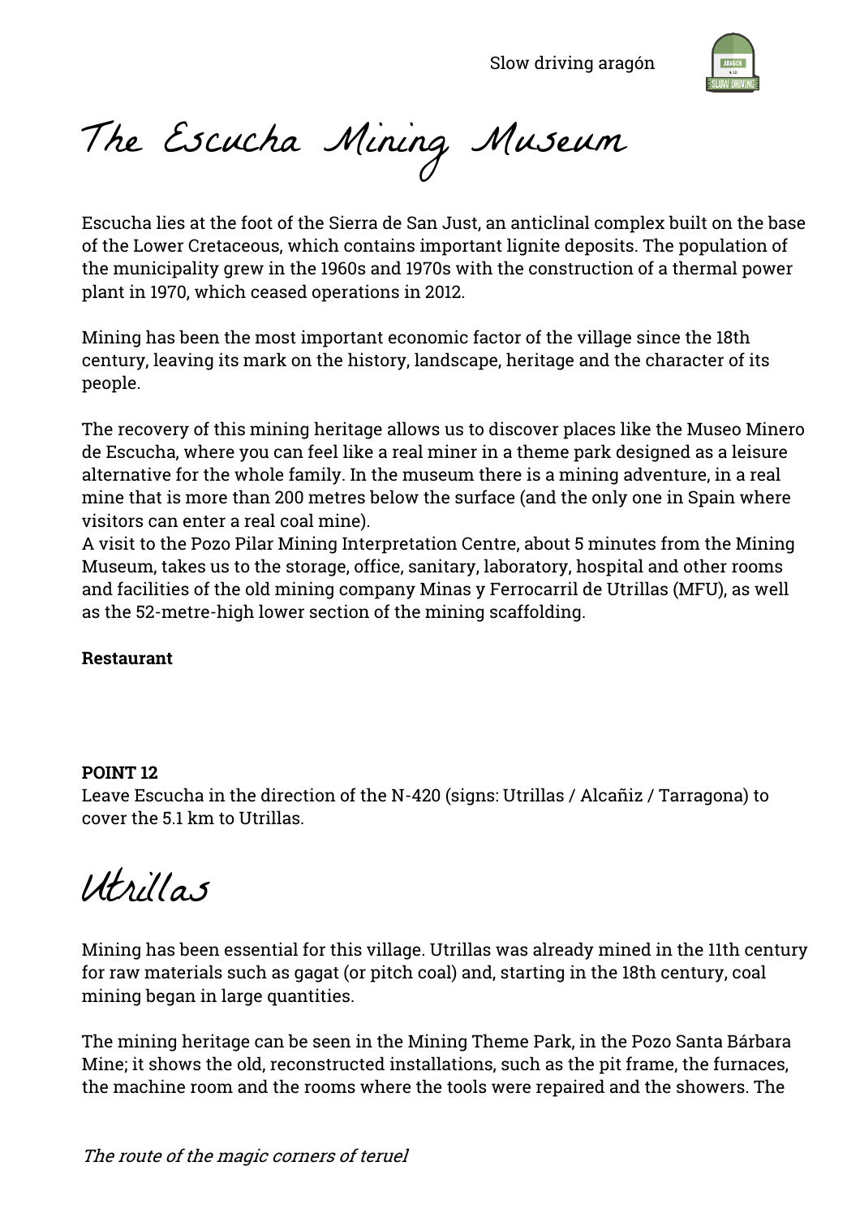# The Escucha Mining Museum

Escucha lies at the foot of the Sierra de San Just, an anticlinal complex built on the base of the Lower Cretaceous, which contains important lignite deposits. The population of the municipality grew in the 1960s and 1970s with the construction of a thermal power plant in 1970, which ceased operations in 2012.

Mining has been the most important economic factor of the village since the 18th century, leaving its mark on the history, landscape, heritage and the character of its people.

The recovery of this mining heritage allows us to discover places like the Museo Minero de Escucha, where you can feel like a real miner in a theme park designed as a leisure alternative for the whole family. In the museum there is a mining adventure, in a real mine that is more than 200 metres below the surface (and the only one in Spain where visitors can enter a real coal mine).
A visit to the Pozo Pilar Mining Interpretation Centre, about 5 minutes from the Mining Museum, takes us to the storage, office, sanitary, laboratory, hospital and other rooms and facilities of the old mining company Minas y Ferrocarril de Utrillas (MFU), as well as the 52-metre-high lower section of the mining scaffolding.

**Restaurant**

**POINT 12**
Leave Escucha in the direction of the N-420 (signs: Utrillas / Alcañiz / Tarragona) to cover the 5.1 km to Utrillas.

# Utrillas

Mining has been essential for this village. Utrillas was already mined in the 11th century for raw materials such as gagat (or pitch coal) and, starting in the 18th century, coal mining began in large quantities.

The mining heritage can be seen in the Mining Theme Park, in the Pozo Santa Bárbara Mine; it shows the old, reconstructed installations, such as the pit frame, the furnaces, the machine room and the rooms where the tools were repaired and the showers. The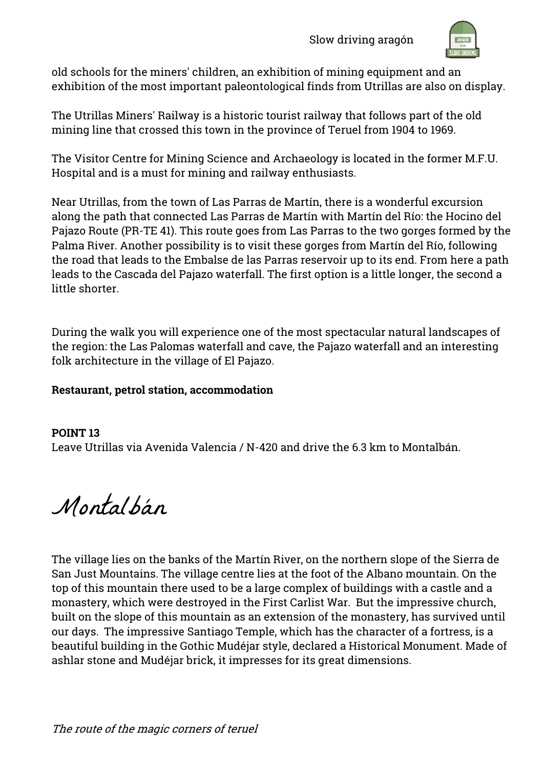old schools for the miners' children, an exhibition of mining equipment and an exhibition of the most important paleontological finds from Utrillas are also on display.

The Utrillas Miners' Railway is a historic tourist railway that follows part of the old mining line that crossed this town in the province of Teruel from 1904 to 1969.

The Visitor Centre for Mining Science and Archaeology is located in the former M.F.U. Hospital and is a must for mining and railway enthusiasts.

Near Utrillas, from the town of Las Parras de Martín, there is a wonderful excursion along the path that connected Las Parras de Martín with Martín del Río: the Hocino del Pajazo Route (PR-TE 41). This route goes from Las Parras to the two gorges formed by the Palma River. Another possibility is to visit these gorges from Martín del Río, following the road that leads to the Embalse de las Parras reservoir up to its end. From here a path leads to the Cascada del Pajazo waterfall. The first option is a little longer, the second a little shorter.

During the walk you will experience one of the most spectacular natural landscapes of the region: the Las Palomas waterfall and cave, the Pajazo waterfall and an interesting folk architecture in the village of El Pajazo.

**Restaurant, petrol station, accommodation**

**POINT 13**
Leave Utrillas via Avenida Valencia / N-420 and drive the 6.3 km to Montalbán.

# Montalbán

The village lies on the banks of the Martín River, on the northern slope of the Sierra de San Just Mountains. The village centre lies at the foot of the Albano mountain. On the top of this mountain there used to be a large complex of buildings with a castle and a monastery, which were destroyed in the First Carlist War. But the impressive church, built on the slope of this mountain as an extension of the monastery, has survived until our days. The impressive Santiago Temple, which has the character of a fortress, is a beautiful building in the Gothic Mudéjar style, declared a Historical Monument. Made of ashlar stone and Mudéjar brick, it impresses for its great dimensions.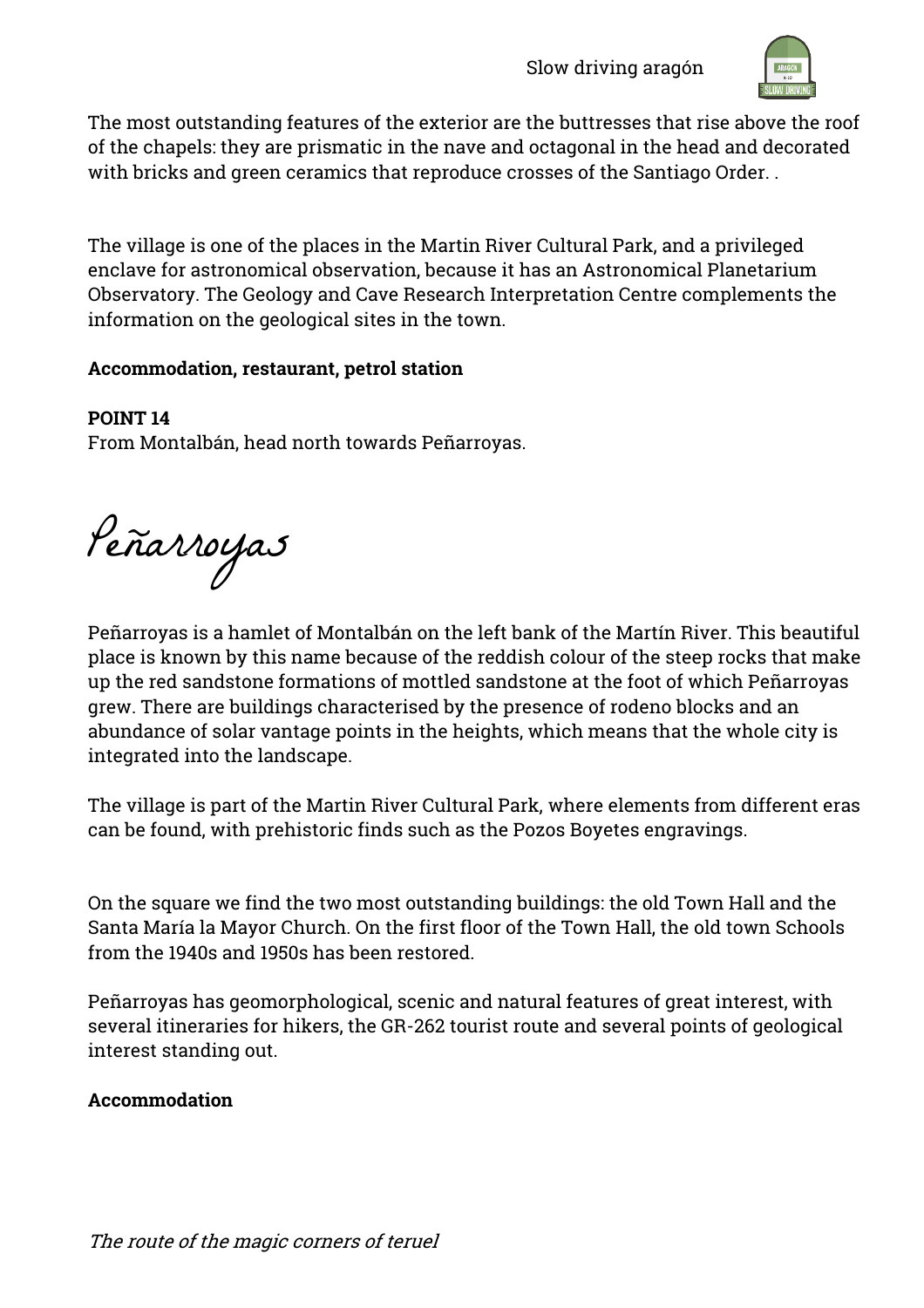The most outstanding features of the exterior are the buttresses that rise above the roof of the chapels: they are prismatic in the nave and octagonal in the head and decorated with bricks and green ceramics that reproduce crosses of the Santiago Order. .

The village is one of the places in the Martin River Cultural Park, and a privileged enclave for astronomical observation, because it has an Astronomical Planetarium Observatory. The Geology and Cave Research Interpretation Centre complements the information on the geological sites in the town.

**Accommodation, restaurant, petrol station**

**POINT 14**
From Montalbán, head north towards Peñarroyas.

# Peñarroyas

Peñarroyas is a hamlet of Montalbán on the left bank of the Martín River. This beautiful place is known by this name because of the reddish colour of the steep rocks that make up the red sandstone formations of mottled sandstone at the foot of which Peñarroyas grew. There are buildings characterised by the presence of rodeno blocks and an abundance of solar vantage points in the heights, which means that the whole city is integrated into the landscape.

The village is part of the Martin River Cultural Park, where elements from different eras can be found, with prehistoric finds such as the Pozos Boyetes engravings.

On the square we find the two most outstanding buildings: the old Town Hall and the Santa María la Mayor Church. On the first floor of the Town Hall, the old town Schools from the 1940s and 1950s has been restored.

Peñarroyas has geomorphological, scenic and natural features of great interest, with several itineraries for hikers, the GR-262 tourist route and several points of geological interest standing out.

**Accommodation**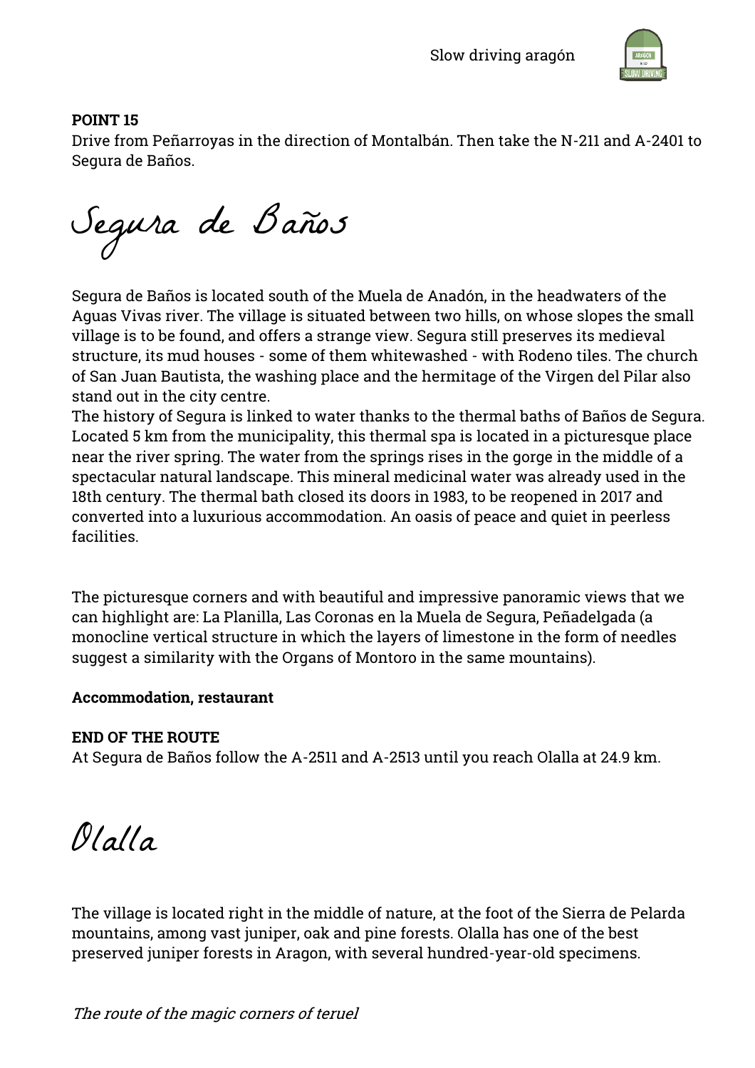**POINT 15**
Drive from Peñarroyas in the direction of Montalbán. Then take the N-211 and A-2401 to Segura de Baños.

# Segura de Baños

Segura de Baños is located south of the Muela de Anadón, in the headwaters of the Aguas Vivas river. The village is situated between two hills, on whose slopes the small village is to be found, and offers a strange view. Segura still preserves its medieval structure, its mud houses - some of them whitewashed - with Rodeno tiles. The church of San Juan Bautista, the washing place and the hermitage of the Virgen del Pilar also stand out in the city centre.
The history of Segura is linked to water thanks to the thermal baths of Baños de Segura. Located 5 km from the municipality, this thermal spa is located in a picturesque place near the river spring. The water from the springs rises in the gorge in the middle of a spectacular natural landscape. This mineral medicinal water was already used in the 18th century. The thermal bath closed its doors in 1983, to be reopened in 2017 and converted into a luxurious accommodation. An oasis of peace and quiet in peerless facilities.

The picturesque corners and with beautiful and impressive panoramic views that we can highlight are: La Planilla, Las Coronas en la Muela de Segura, Peñadelgada (a monocline vertical structure in which the layers of limestone in the form of needles suggest a similarity with the Organs of Montoro in the same mountains).

**Accommodation, restaurant**

**END OF THE ROUTE**
At Segura de Baños follow the A-2511 and A-2513 until you reach Olalla at 24.9 km.

# Olalla

The village is located right in the middle of nature, at the foot of the Sierra de Pelarda mountains, among vast juniper, oak and pine forests. Olalla has one of the best preserved juniper forests in Aragon, with several hundred-year-old specimens.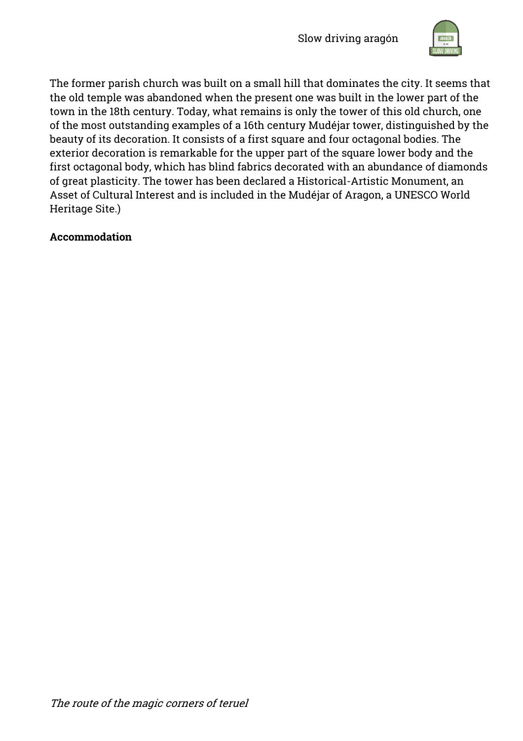The former parish church was built on a small hill that dominates the city. It seems that the old temple was abandoned when the present one was built in the lower part of the town in the 18th century. Today, what remains is only the tower of this old church, one of the most outstanding examples of a 16th century Mudéjar tower, distinguished by the beauty of its decoration. It consists of a first square and four octagonal bodies. The exterior decoration is remarkable for the upper part of the square lower body and the first octagonal body, which has blind fabrics decorated with an abundance of diamonds of great plasticity. The tower has been declared a Historical-Artistic Monument, an Asset of Cultural Interest and is included in the Mudéjar of Aragon, a UNESCO World Heritage Site.)

**Accommodation**